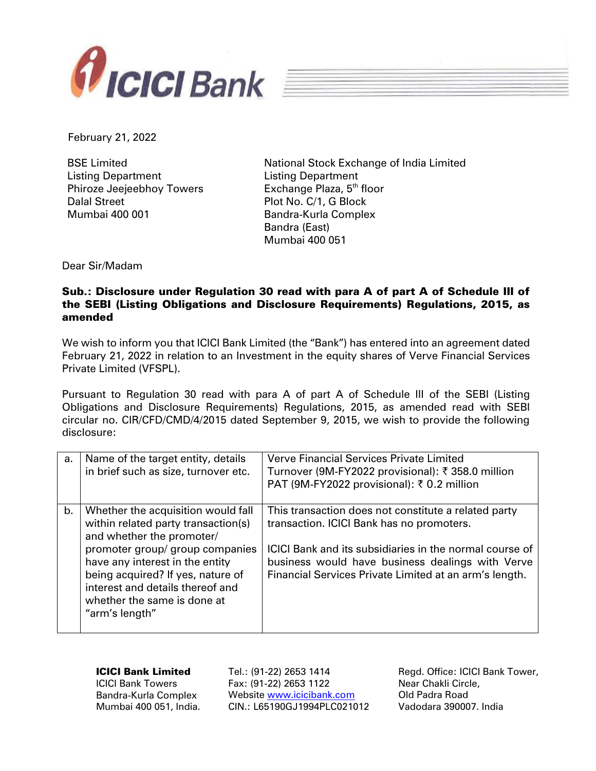February 21, 2022

BSE Limited
Listing Department
Phiroze Jeejeebhoy Towers
Dalal Street
Mumbai 400 001

National Stock Exchange of India Limited
Listing Department
Exchange Plaza, 5th floor
Plot No. C/1, G Block
Bandra-Kurla Complex
Bandra (East)
Mumbai 400 051

Dear Sir/Madam

**Sub.: Disclosure under Regulation 30 read with para A of part A of Schedule III of the SEBI (Listing Obligations and Disclosure Requirements) Regulations, 2015, as amended**

We wish to inform you that ICICI Bank Limited (the "Bank") has entered into an agreement dated February 21, 2022 in relation to an Investment in the equity shares of Verve Financial Services Private Limited (VFSPL).

Pursuant to Regulation 30 read with para A of part A of Schedule III of the SEBI (Listing Obligations and Disclosure Requirements) Regulations, 2015, as amended read with SEBI circular no. CIR/CFD/CMD/4/2015 dated September 9, 2015, we wish to provide the following disclosure:

| | | |
|---|---|---|
| a. | Name of the target entity, details in brief such as size, turnover etc. | Verve Financial Services Private Limited<br>Turnover (9M-FY2022 provisional): ₹ 358.0 million<br>PAT (9M-FY2022 provisional): ₹ 0.2 million |
| b. | Whether the acquisition would fall within related party transaction(s) and whether the promoter/ promoter group/ group companies have any interest in the entity being acquired? If yes, nature of interest and details thereof and whether the same is done at "arm's length" | This transaction does not constitute a related party transaction. ICICI Bank has no promoters.<br><br>ICICI Bank and its subsidiaries in the normal course of business would have business dealings with Verve Financial Services Private Limited at an arm's length. |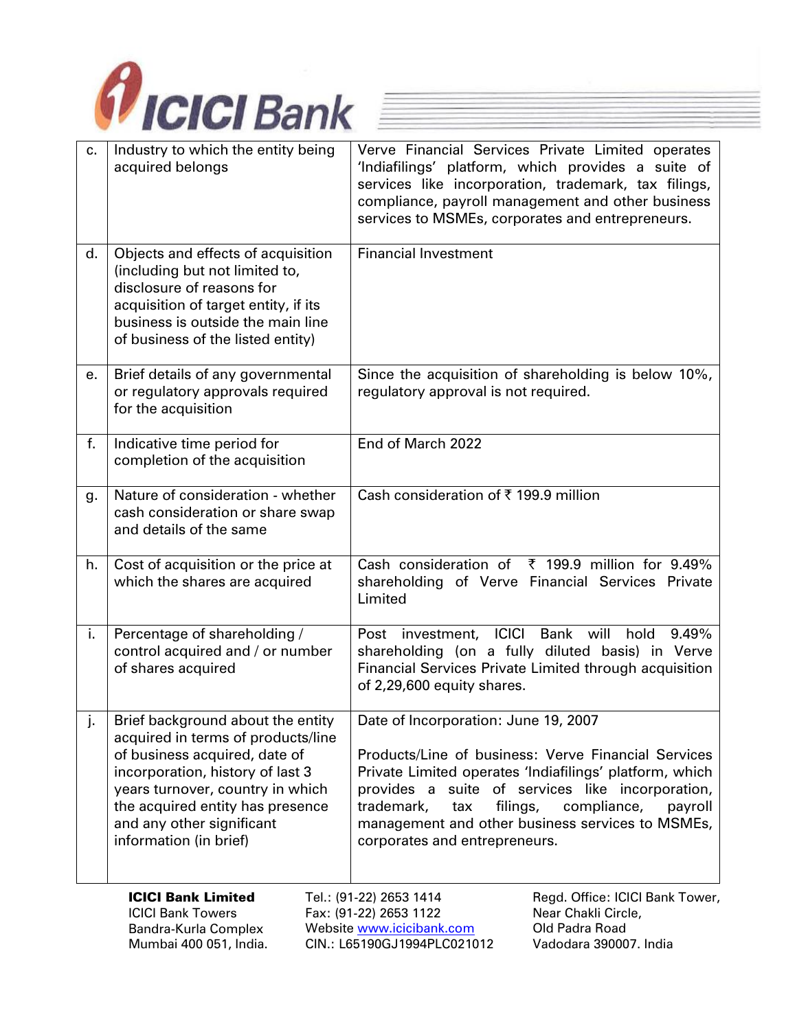| | | |
|---|---|---|
| c. | Industry to which the entity being acquired belongs | Verve Financial Services Private Limited operates 'Indiafilings' platform, which provides a suite of services like incorporation, trademark, tax filings, compliance, payroll management and other business services to MSMEs, corporates and entrepreneurs. |
| d. | Objects and effects of acquisition (including but not limited to, disclosure of reasons for acquisition of target entity, if its business is outside the main line of business of the listed entity) | Financial Investment |
| e. | Brief details of any governmental or regulatory approvals required for the acquisition | Since the acquisition of shareholding is below 10%, regulatory approval is not required. |
| f. | Indicative time period for completion of the acquisition | End of March 2022 |
| g. | Nature of consideration - whether cash consideration or share swap and details of the same | Cash consideration of ₹ 199.9 million |
| h. | Cost of acquisition or the price at which the shares are acquired | Cash consideration of ₹ 199.9 million for 9.49% shareholding of Verve Financial Services Private Limited |
| i. | Percentage of shareholding / control acquired and / or number of shares acquired | Post investment, ICICI Bank will hold 9.49% shareholding (on a fully diluted basis) in Verve Financial Services Private Limited through acquisition of 2,29,600 equity shares. |
| j. | Brief background about the entity acquired in terms of products/line of business acquired, date of incorporation, history of last 3 years turnover, country in which the acquired entity has presence and any other significant information (in brief) | Date of Incorporation: June 19, 2007<br><br>Products/Line of business: Verve Financial Services Private Limited operates 'Indiafilings' platform, which provides a suite of services like incorporation, trademark, tax filings, compliance, payroll management and other business services to MSMEs, corporates and entrepreneurs. |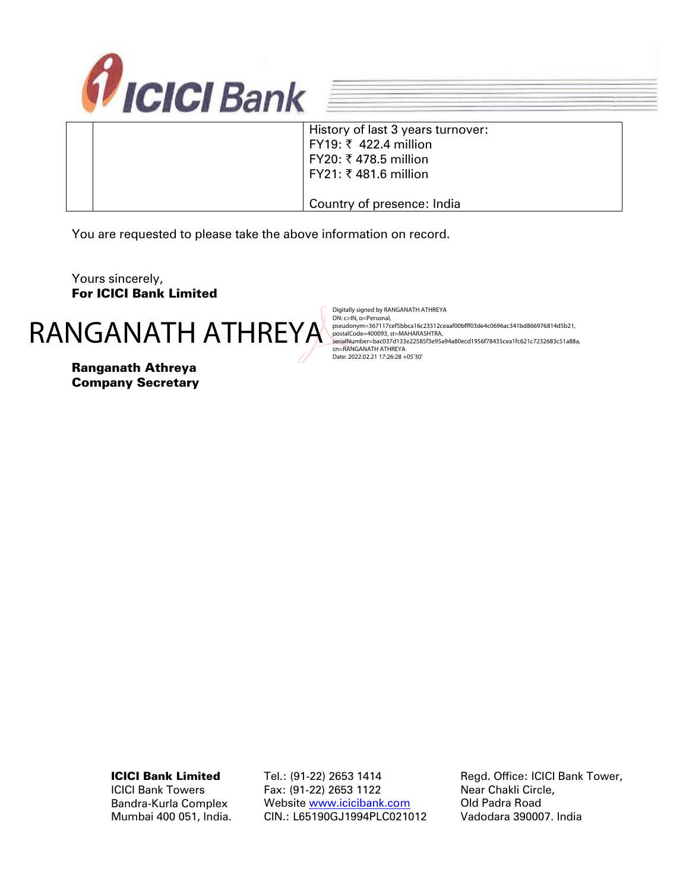| | | |
|---|---|---|
| | | History of last 3 years turnover:<br>FY19: ₹ 422.4 million<br>FY20: ₹ 478.5 million<br>FY21: ₹ 481.6 million<br><br>Country of presence: India |

You are requested to please take the above information on record.

Yours sincerely,
**For ICICI Bank Limited**

RANGANATH ATHREYA

Digitally signed by RANGANATH ATHREYA
DN: c=IN, o=Personal,
pseudonym=367117cef5bbca16c23512ceaaf00bfff03de4c0696ac341bd866976814d5b21,
postalCode=400093, st=MAHARASHTRA,
serialNumber=bac037d133e22585f3e95a94a80ecd1956f78435cea1fc621c7232683c51a88a,
cn=RANGANATH ATHREYA
Date: 2022.02.21 17:26:28 +05'30'

**Ranganath Athreya**
**Company Secretary**

**ICICI Bank Limited**
ICICI Bank Towers
Bandra-Kurla Complex
Mumbai 400 051, India.

Tel.: (91-22) 2653 1414
Fax: (91-22) 2653 1122
Website www.icicibank.com
CIN.: L65190GJ1994PLC021012

Regd. Office: ICICI Bank Tower,
Near Chakli Circle,
Old Padra Road
Vadodara 390007. India